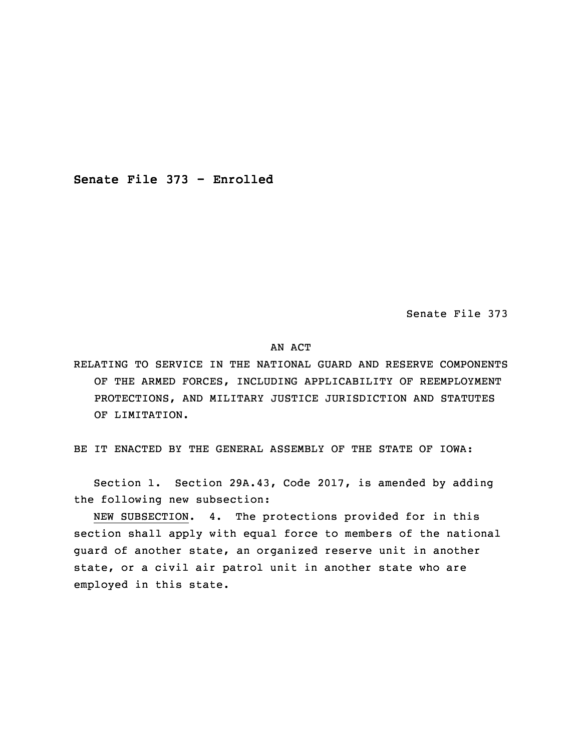**Senate File 373 - Enrolled**

Senate File 373

AN ACT

RELATING TO SERVICE IN THE NATIONAL GUARD AND RESERVE COMPONENTS OF THE ARMED FORCES, INCLUDING APPLICABILITY OF REEMPLOYMENT PROTECTIONS, AND MILITARY JUSTICE JURISDICTION AND STATUTES OF LIMITATION.

BE IT ENACTED BY THE GENERAL ASSEMBLY OF THE STATE OF IOWA:

Section 1. Section 29A.43, Code 2017, is amended by adding the following new subsection:

NEW SUBSECTION. 4. The protections provided for in this section shall apply with equal force to members of the national guard of another state, an organized reserve unit in another state, or a civil air patrol unit in another state who are employed in this state.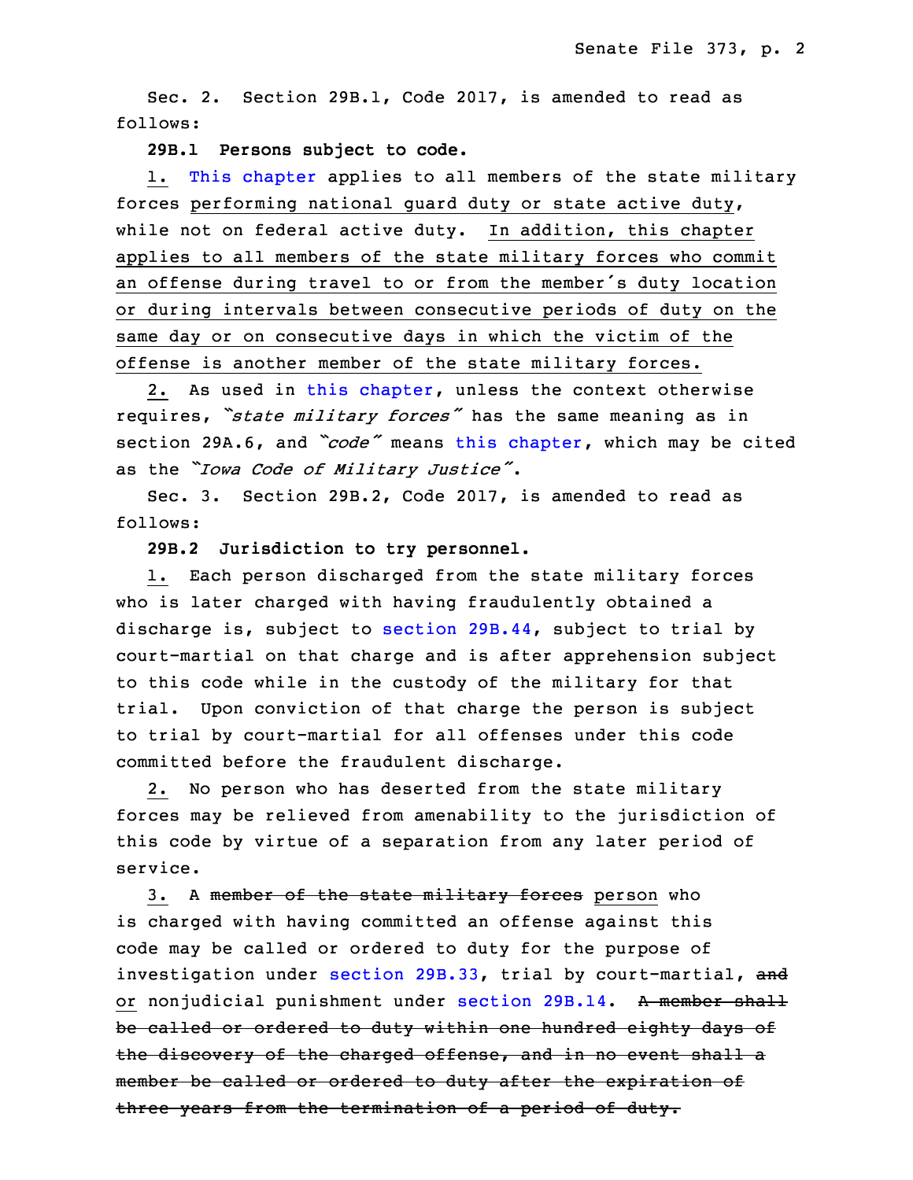Sec. 2. Section 29B.1, Code 2017, is amended to read as follows:

**29B.1 Persons subject to code.**

<u>1.</u> This chapter applies to all members of the state military forces <u>performing national guard duty or state active duty</u>, while not on federal active duty. <u>In addition, this chapter applies to all members of the state military forces who commit an offense during travel to or from the member's duty location or during intervals between consecutive periods of duty on the same day or on consecutive days in which the victim of the offense is another member of the state military forces.</u>

<u>2.</u> As used in this chapter, unless the context otherwise requires, *"state military forces"* has the same meaning as in section 29A.6, and *"code"* means this chapter, which may be cited as the *"Iowa Code of Military Justice"*.

Sec. 3. Section 29B.2, Code 2017, is amended to read as follows:

**29B.2 Jurisdiction to try personnel.**

<u>1.</u> Each person discharged from the state military forces who is later charged with having fraudulently obtained a discharge is, subject to section 29B.44, subject to trial by court-martial on that charge and is after apprehension subject to this code while in the custody of the military for that trial. Upon conviction of that charge the person is subject to trial by court-martial for all offenses under this code committed before the fraudulent discharge.

<u>2.</u> No person who has deserted from the state military forces may be relieved from amenability to the jurisdiction of this code by virtue of a separation from any later period of service.

<u>3.</u> A ~~member of the state military forces~~ <u>person</u> who is charged with having committed an offense against this code may be called or ordered to duty for the purpose of investigation under section 29B.33, trial by court-martial, ~~and~~ <u>or</u> nonjudicial punishment under section 29B.14. ~~A member shall be called or ordered to duty within one hundred eighty days of the discovery of the charged offense, and in no event shall a member be called or ordered to duty after the expiration of three years from the termination of a period of duty.~~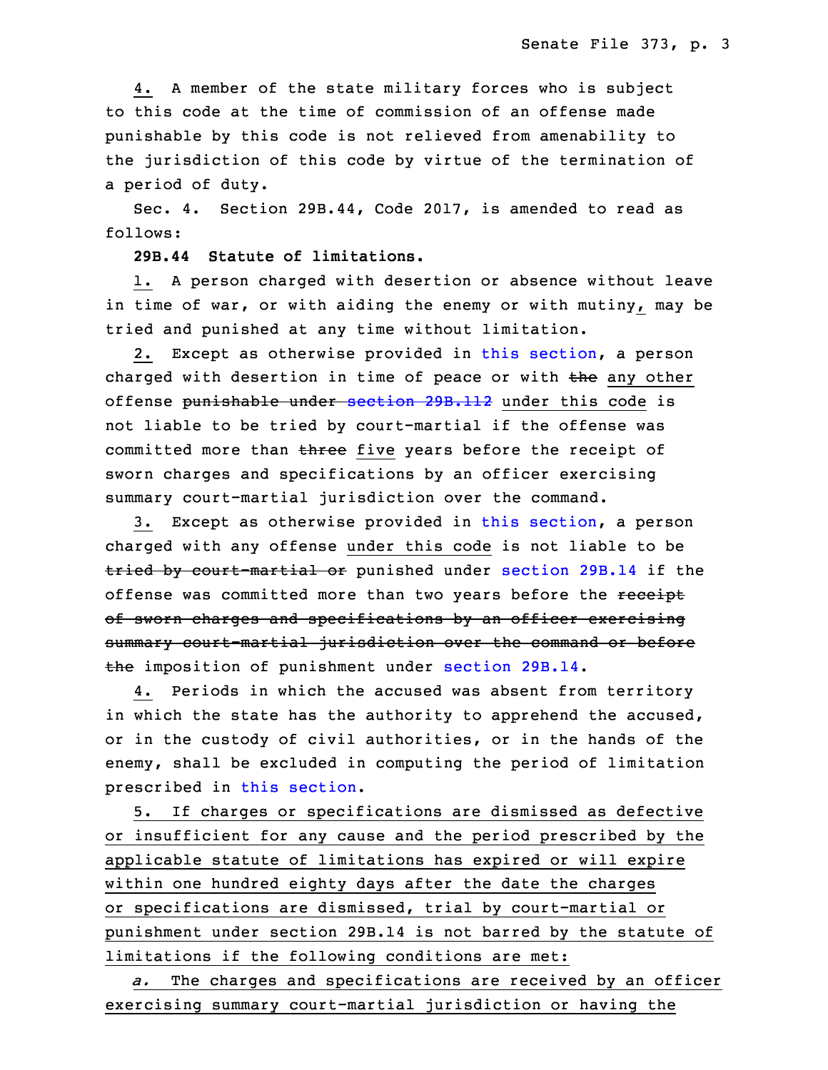4. A member of the state military forces who is subject to this code at the time of commission of an offense made punishable by this code is not relieved from amenability to the jurisdiction of this code by virtue of the termination of a period of duty.

Sec. 4. Section 29B.44, Code 2017, is amended to read as follows:

**29B.44 Statute of limitations.**

1. A person charged with desertion or absence without leave in time of war, or with aiding the enemy or with mutiny, may be tried and punished at any time without limitation.

2. Except as otherwise provided in this section, a person charged with desertion in time of peace or with ~~the~~ any other offense ~~punishable under section 29B.112~~ under this code is not liable to be tried by court-martial if the offense was committed more than ~~three~~ five years before the receipt of sworn charges and specifications by an officer exercising summary court-martial jurisdiction over the command.

3. Except as otherwise provided in this section, a person charged with any offense under this code is not liable to be ~~tried by court-martial or~~ punished under section 29B.14 if the offense was committed more than two years before the ~~receipt of sworn charges and specifications by an officer exercising summary court-martial jurisdiction over the command or before the~~ imposition of punishment under section 29B.14.

4. Periods in which the accused was absent from territory in which the state has the authority to apprehend the accused, or in the custody of civil authorities, or in the hands of the enemy, shall be excluded in computing the period of limitation prescribed in this section.

5. If charges or specifications are dismissed as defective or insufficient for any cause and the period prescribed by the applicable statute of limitations has expired or will expire within one hundred eighty days after the date the charges or specifications are dismissed, trial by court-martial or punishment under section 29B.14 is not barred by the statute of limitations if the following conditions are met:

*a.* The charges and specifications are received by an officer exercising summary court-martial jurisdiction or having the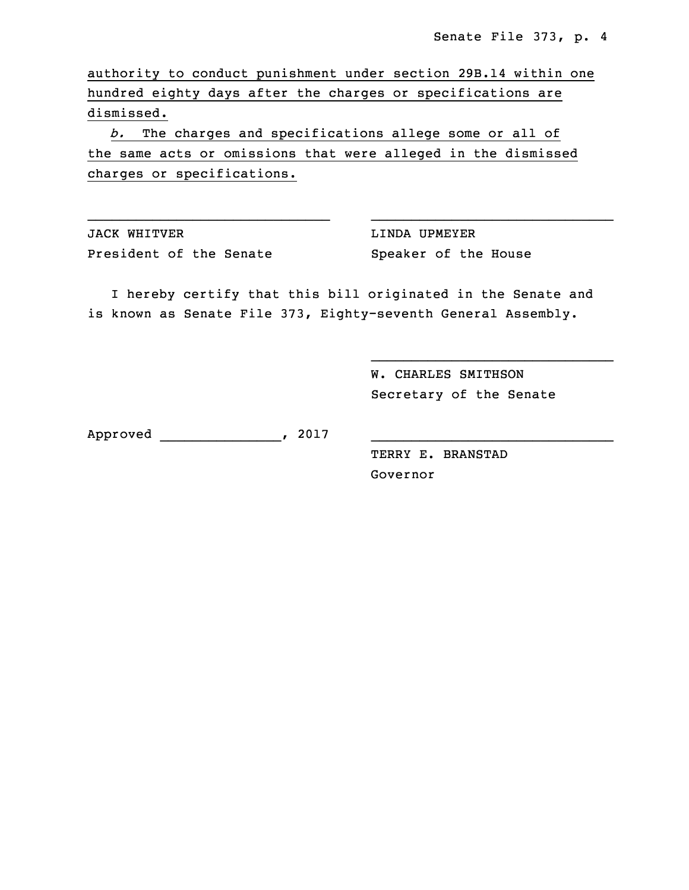authority to conduct punishment under section 29B.14 within one hundred eighty days after the charges or specifications are dismissed.

*b.* The charges and specifications allege some or all of the same acts or omissions that were alleged in the dismissed charges or specifications.

______________________________
JACK WHITVER
President of the Senate

______________________________
LINDA UPMEYER
Speaker of the House

I hereby certify that this bill originated in the Senate and is known as Senate File 373, Eighty-seventh General Assembly.

______________________________
W. CHARLES SMITHSON
Secretary of the Senate

Approved _______________, 2017

______________________________
TERRY E. BRANSTAD
Governor